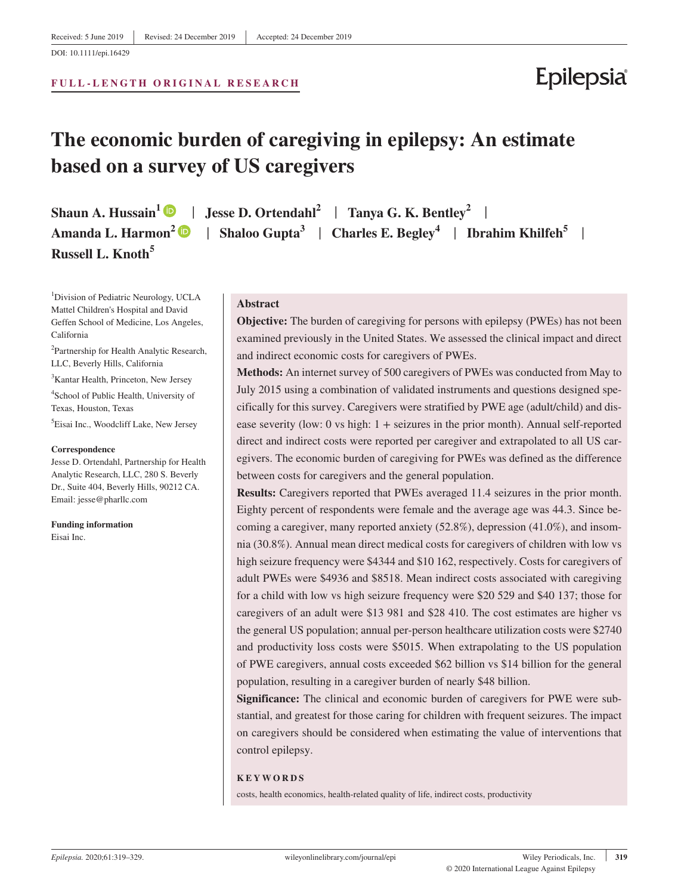Received: 5 June 2019 | Revised: 24 December 2019 | Accepted: 24 December 2019

DOI: 10.1111/epi.16429

**FULL-LENGTH ORIGINAL RESEARCH**

# The economic burden of caregiving in epilepsy: An estimate based on a survey of US caregivers

**Shaun A. Hussain[1] | Jesse D. Ortendahl[2] | Tanya G. K. Bentley[2] | Amanda L. Harmon[2] | Shaloo Gupta[3] | Charles E. Begley[4] | Ibrahim Khilfeh[5] | Russell L. Knoth[5]**

[1]Division of Pediatric Neurology, UCLA Mattel Children's Hospital and David Geffen School of Medicine, Los Angeles, California

[2]Partnership for Health Analytic Research, LLC, Beverly Hills, California

[3]Kantar Health, Princeton, New Jersey

[4]School of Public Health, University of Texas, Houston, Texas

[5]Eisai Inc., Woodcliff Lake, New Jersey

**Correspondence**
Jesse D. Ortendahl, Partnership for Health Analytic Research, LLC, 280 S. Beverly Dr., Suite 404, Beverly Hills, 90212 CA.
Email: jesse@pharllc.com

**Funding information**
Eisai Inc.

## Abstract

**Objective:** The burden of caregiving for persons with epilepsy (PWEs) has not been examined previously in the United States. We assessed the clinical impact and direct and indirect economic costs for caregivers of PWEs.

**Methods:** An internet survey of 500 caregivers of PWEs was conducted from May to July 2015 using a combination of validated instruments and questions designed specifically for this survey. Caregivers were stratified by PWE age (adult/child) and disease severity (low: 0 vs high: 1 + seizures in the prior month). Annual self-reported direct and indirect costs were reported per caregiver and extrapolated to all US caregivers. The economic burden of caregiving for PWEs was defined as the difference between costs for caregivers and the general population.

**Results:** Caregivers reported that PWEs averaged 11.4 seizures in the prior month. Eighty percent of respondents were female and the average age was 44.3. Since becoming a caregiver, many reported anxiety (52.8%), depression (41.0%), and insomnia (30.8%). Annual mean direct medical costs for caregivers of children with low vs high seizure frequency were $4344 and $10 162, respectively. Costs for caregivers of adult PWEs were $4936 and $8518. Mean indirect costs associated with caregiving for a child with low vs high seizure frequency were $20 529 and $40 137; those for caregivers of an adult were $13 981 and $28 410. The cost estimates are higher vs the general US population; annual per-person healthcare utilization costs were $2740 and productivity loss costs were $5015. When extrapolating to the US population of PWE caregivers, annual costs exceeded $62 billion vs $14 billion for the general population, resulting in a caregiver burden of nearly $48 billion.

**Significance:** The clinical and economic burden of caregivers for PWE were substantial, and greatest for those caring for children with frequent seizures. The impact on caregivers should be considered when estimating the value of interventions that control epilepsy.

**KEYWORDS**

costs, health economics, health-related quality of life, indirect costs, productivity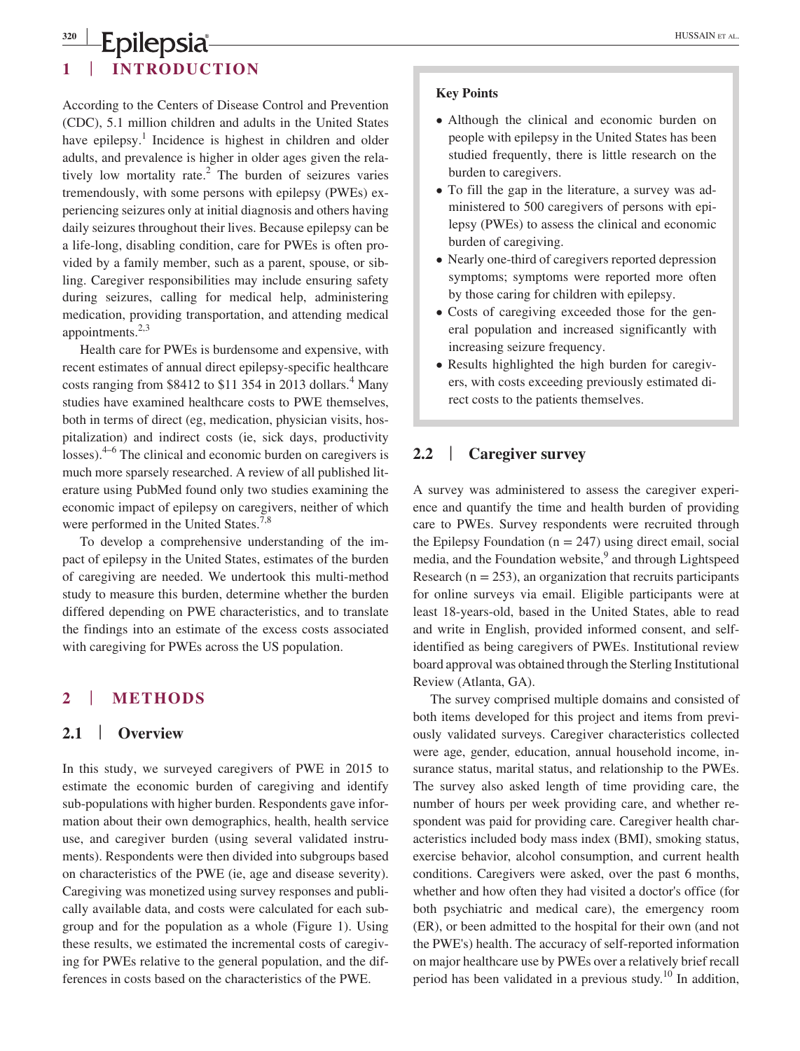## 1 | INTRODUCTION

According to the Centers of Disease Control and Prevention (CDC), 5.1 million children and adults in the United States have epilepsy.[1] Incidence is highest in children and older adults, and prevalence is higher in older ages given the relatively low mortality rate.[2] The burden of seizures varies tremendously, with some persons with epilepsy (PWEs) experiencing seizures only at initial diagnosis and others having daily seizures throughout their lives. Because epilepsy can be a life-long, disabling condition, care for PWEs is often provided by a family member, such as a parent, spouse, or sibling. Caregiver responsibilities may include ensuring safety during seizures, calling for medical help, administering medication, providing transportation, and attending medical appointments.[2,3]

Health care for PWEs is burdensome and expensive, with recent estimates of annual direct epilepsy-specific healthcare costs ranging from $8412 to $11 354 in 2013 dollars.[4] Many studies have examined healthcare costs to PWE themselves, both in terms of direct (eg, medication, physician visits, hospitalization) and indirect costs (ie, sick days, productivity losses).[4–6] The clinical and economic burden on caregivers is much more sparsely researched. A review of all published literature using PubMed found only two studies examining the economic impact of epilepsy on caregivers, neither of which were performed in the United States.[7,8]

To develop a comprehensive understanding of the impact of epilepsy in the United States, estimates of the burden of caregiving are needed. We undertook this multi-method study to measure this burden, determine whether the burden differed depending on PWE characteristics, and to translate the findings into an estimate of the excess costs associated with caregiving for PWEs across the US population.

## 2 | METHODS

### 2.1 | Overview

In this study, we surveyed caregivers of PWE in 2015 to estimate the economic burden of caregiving and identify sub-populations with higher burden. Respondents gave information about their own demographics, health, health service use, and caregiver burden (using several validated instruments). Respondents were then divided into subgroups based on characteristics of the PWE (ie, age and disease severity). Caregiving was monetized using survey responses and publically available data, and costs were calculated for each subgroup and for the population as a whole (Figure 1). Using these results, we estimated the incremental costs of caregiving for PWEs relative to the general population, and the differences in costs based on the characteristics of the PWE.

**Key Points**

- Although the clinical and economic burden on people with epilepsy in the United States has been studied frequently, there is little research on the burden to caregivers.
- To fill the gap in the literature, a survey was administered to 500 caregivers of persons with epilepsy (PWEs) to assess the clinical and economic burden of caregiving.
- Nearly one-third of caregivers reported depression symptoms; symptoms were reported more often by those caring for children with epilepsy.
- Costs of caregiving exceeded those for the general population and increased significantly with increasing seizure frequency.
- Results highlighted the high burden for caregivers, with costs exceeding previously estimated direct costs to the patients themselves.

### 2.2 | Caregiver survey

A survey was administered to assess the caregiver experience and quantify the time and health burden of providing care to PWEs. Survey respondents were recruited through the Epilepsy Foundation (n = 247) using direct email, social media, and the Foundation website,[9] and through Lightspeed Research (n = 253), an organization that recruits participants for online surveys via email. Eligible participants were at least 18-years-old, based in the United States, able to read and write in English, provided informed consent, and self-identified as being caregivers of PWEs. Institutional review board approval was obtained through the Sterling Institutional Review (Atlanta, GA).

The survey comprised multiple domains and consisted of both items developed for this project and items from previously validated surveys. Caregiver characteristics collected were age, gender, education, annual household income, insurance status, marital status, and relationship to the PWEs. The survey also asked length of time providing care, the number of hours per week providing care, and whether respondent was paid for providing care. Caregiver health characteristics included body mass index (BMI), smoking status, exercise behavior, alcohol consumption, and current health conditions. Caregivers were asked, over the past 6 months, whether and how often they had visited a doctor's office (for both psychiatric and medical care), the emergency room (ER), or been admitted to the hospital for their own (and not the PWE's) health. The accuracy of self-reported information on major healthcare use by PWEs over a relatively brief recall period has been validated in a previous study.[10] In addition,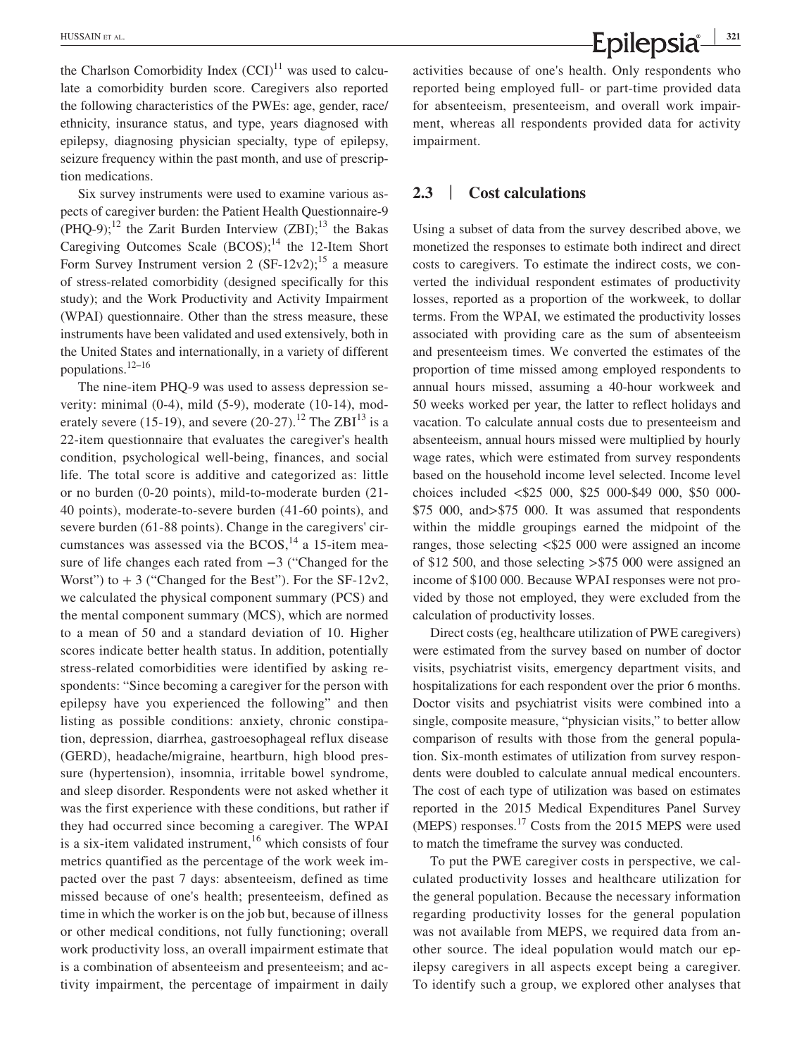the Charlson Comorbidity Index (CCI)[11] was used to calculate a comorbidity burden score. Caregivers also reported the following characteristics of the PWEs: age, gender, race/ethnicity, insurance status, and type, years diagnosed with epilepsy, diagnosing physician specialty, type of epilepsy, seizure frequency within the past month, and use of prescription medications.

Six survey instruments were used to examine various aspects of caregiver burden: the Patient Health Questionnaire-9 (PHQ-9);[12] the Zarit Burden Interview (ZBI);[13] the Bakas Caregiving Outcomes Scale (BCOS);[14] the 12-Item Short Form Survey Instrument version 2 (SF-12v2);[15] a measure of stress-related comorbidity (designed specifically for this study); and the Work Productivity and Activity Impairment (WPAI) questionnaire. Other than the stress measure, these instruments have been validated and used extensively, both in the United States and internationally, in a variety of different populations.[12-16]

The nine-item PHQ-9 was used to assess depression severity: minimal (0-4), mild (5-9), moderate (10-14), moderately severe (15-19), and severe (20-27).[12] The ZBI[13] is a 22-item questionnaire that evaluates the caregiver's health condition, psychological well-being, finances, and social life. The total score is additive and categorized as: little or no burden (0-20 points), mild-to-moderate burden (21-40 points), moderate-to-severe burden (41-60 points), and severe burden (61-88 points). Change in the caregivers' circumstances was assessed via the BCOS,[14] a 15-item measure of life changes each rated from −3 ("Changed for the Worst") to + 3 ("Changed for the Best"). For the SF-12v2, we calculated the physical component summary (PCS) and the mental component summary (MCS), which are normed to a mean of 50 and a standard deviation of 10. Higher scores indicate better health status. In addition, potentially stress-related comorbidities were identified by asking respondents: "Since becoming a caregiver for the person with epilepsy have you experienced the following" and then listing as possible conditions: anxiety, chronic constipation, depression, diarrhea, gastroesophageal reflux disease (GERD), headache/migraine, heartburn, high blood pressure (hypertension), insomnia, irritable bowel syndrome, and sleep disorder. Respondents were not asked whether it was the first experience with these conditions, but rather if they had occurred since becoming a caregiver. The WPAI is a six-item validated instrument,[16] which consists of four metrics quantified as the percentage of the work week impacted over the past 7 days: absenteeism, defined as time missed because of one's health; presenteeism, defined as time in which the worker is on the job but, because of illness or other medical conditions, not fully functioning; overall work productivity loss, an overall impairment estimate that is a combination of absenteeism and presenteeism; and activity impairment, the percentage of impairment in daily activities because of one's health. Only respondents who reported being employed full- or part-time provided data for absenteeism, presenteeism, and overall work impairment, whereas all respondents provided data for activity impairment.

## 2.3 | Cost calculations

Using a subset of data from the survey described above, we monetized the responses to estimate both indirect and direct costs to caregivers. To estimate the indirect costs, we converted the individual respondent estimates of productivity losses, reported as a proportion of the workweek, to dollar terms. From the WPAI, we estimated the productivity losses associated with providing care as the sum of absenteeism and presenteeism times. We converted the estimates of the proportion of time missed among employed respondents to annual hours missed, assuming a 40-hour workweek and 50 weeks worked per year, the latter to reflect holidays and vacation. To calculate annual costs due to presenteeism and absenteeism, annual hours missed were multiplied by hourly wage rates, which were estimated from survey respondents based on the household income level selected. Income level choices included <\$25 000, \$25 000-\$49 000, \$50 000-\$75 000, and>\$75 000. It was assumed that respondents within the middle groupings earned the midpoint of the ranges, those selecting <\$25 000 were assigned an income of \$12 500, and those selecting >\$75 000 were assigned an income of \$100 000. Because WPAI responses were not provided by those not employed, they were excluded from the calculation of productivity losses.

Direct costs (eg, healthcare utilization of PWE caregivers) were estimated from the survey based on number of doctor visits, psychiatrist visits, emergency department visits, and hospitalizations for each respondent over the prior 6 months. Doctor visits and psychiatrist visits were combined into a single, composite measure, "physician visits," to better allow comparison of results with those from the general population. Six-month estimates of utilization from survey respondents were doubled to calculate annual medical encounters. The cost of each type of utilization was based on estimates reported in the 2015 Medical Expenditures Panel Survey (MEPS) responses.[17] Costs from the 2015 MEPS were used to match the timeframe the survey was conducted.

To put the PWE caregiver costs in perspective, we calculated productivity losses and healthcare utilization for the general population. Because the necessary information regarding productivity losses for the general population was not available from MEPS, we required data from another source. The ideal population would match our epilepsy caregivers in all aspects except being a caregiver. To identify such a group, we explored other analyses that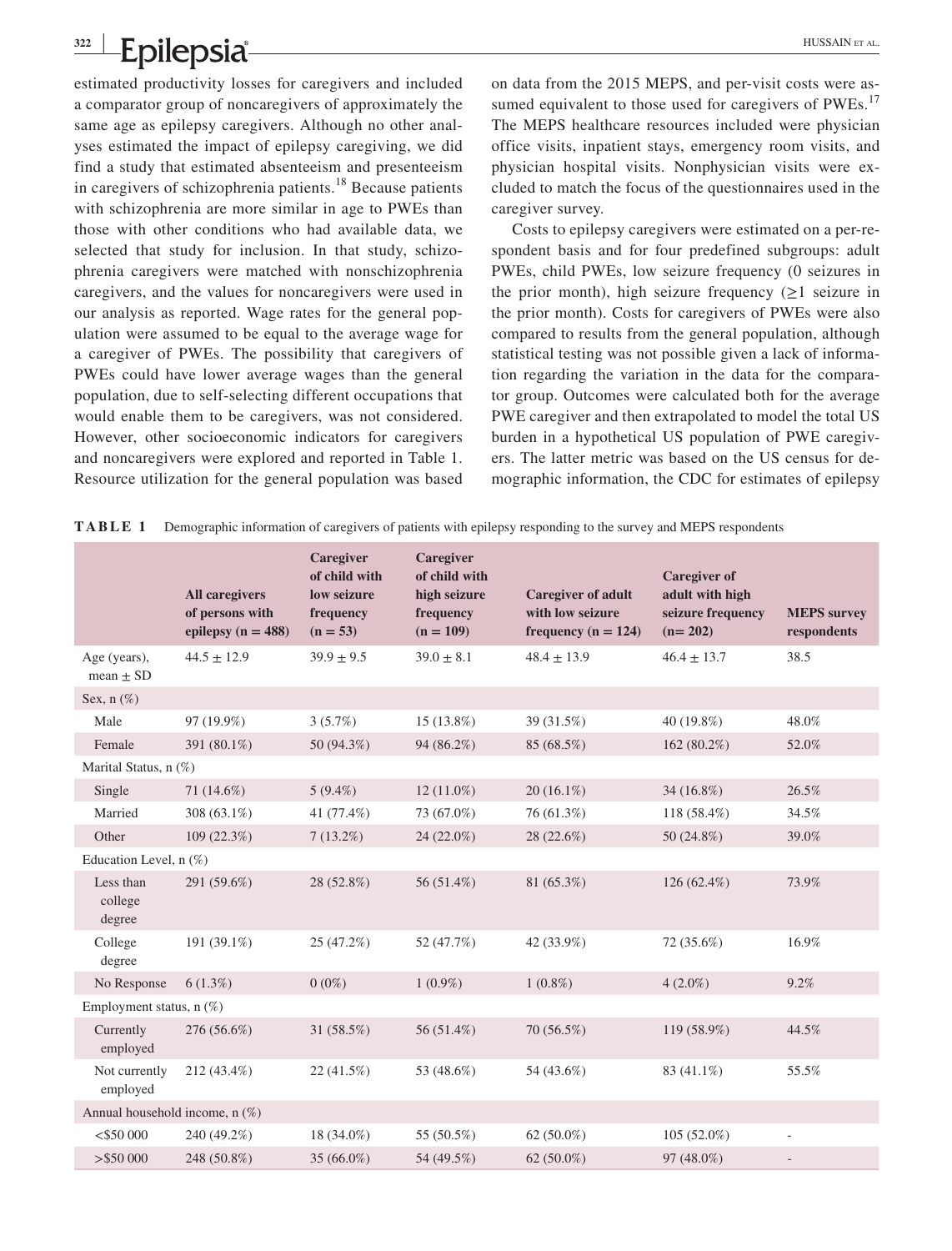estimated productivity losses for caregivers and included a comparator group of noncaregivers of approximately the same age as epilepsy caregivers. Although no other analyses estimated the impact of epilepsy caregiving, we did find a study that estimated absenteeism and presenteeism in caregivers of schizophrenia patients.[18] Because patients with schizophrenia are more similar in age to PWEs than those with other conditions who had available data, we selected that study for inclusion. In that study, schizophrenia caregivers were matched with nonschizophrenia caregivers, and the values for noncaregivers were used in our analysis as reported. Wage rates for the general population were assumed to be equal to the average wage for a caregiver of PWEs. The possibility that caregivers of PWEs could have lower average wages than the general population, due to self-selecting different occupations that would enable them to be caregivers, was not considered. However, other socioeconomic indicators for caregivers and noncaregivers were explored and reported in Table 1. Resource utilization for the general population was based on data from the 2015 MEPS, and per-visit costs were assumed equivalent to those used for caregivers of PWEs.[17] The MEPS healthcare resources included were physician office visits, inpatient stays, emergency room visits, and physician hospital visits. Nonphysician visits were excluded to match the focus of the questionnaires used in the caregiver survey.

Costs to epilepsy caregivers were estimated on a per-respondent basis and for four predefined subgroups: adult PWEs, child PWEs, low seizure frequency (0 seizures in the prior month), high seizure frequency (≥1 seizure in the prior month). Costs for caregivers of PWEs were also compared to results from the general population, although statistical testing was not possible given a lack of information regarding the variation in the data for the comparator group. Outcomes were calculated both for the average PWE caregiver and then extrapolated to model the total US burden in a hypothetical US population of PWE caregivers. The latter metric was based on the US census for demographic information, the CDC for estimates of epilepsy

**TABLE 1** Demographic information of caregivers of patients with epilepsy responding to the survey and MEPS respondents

| | All caregivers of persons with epilepsy (n = 488) | Caregiver of child with low seizure frequency (n = 53) | Caregiver of child with high seizure frequency (n = 109) | Caregiver of adult with low seizure frequency (n = 124) | Caregiver of adult with high seizure frequency (n= 202) | MEPS survey respondents |
|---|---|---|---|---|---|---|
| Age (years), mean ± SD | 44.5 ± 12.9 | 39.9 ± 9.5 | 39.0 ± 8.1 | 48.4 ± 13.9 | 46.4 ± 13.7 | 38.5 |
| Sex, n (%) | | | | | | |
| Male | 97 (19.9%) | 3 (5.7%) | 15 (13.8%) | 39 (31.5%) | 40 (19.8%) | 48.0% |
| Female | 391 (80.1%) | 50 (94.3%) | 94 (86.2%) | 85 (68.5%) | 162 (80.2%) | 52.0% |
| Marital Status, n (%) | | | | | | |
| Single | 71 (14.6%) | 5 (9.4%) | 12 (11.0%) | 20 (16.1%) | 34 (16.8%) | 26.5% |
| Married | 308 (63.1%) | 41 (77.4%) | 73 (67.0%) | 76 (61.3%) | 118 (58.4%) | 34.5% |
| Other | 109 (22.3%) | 7 (13.2%) | 24 (22.0%) | 28 (22.6%) | 50 (24.8%) | 39.0% |
| Education Level, n (%) | | | | | | |
| Less than college degree | 291 (59.6%) | 28 (52.8%) | 56 (51.4%) | 81 (65.3%) | 126 (62.4%) | 73.9% |
| College degree | 191 (39.1%) | 25 (47.2%) | 52 (47.7%) | 42 (33.9%) | 72 (35.6%) | 16.9% |
| No Response | 6 (1.3%) | 0 (0%) | 1 (0.9%) | 1 (0.8%) | 4 (2.0%) | 9.2% |
| Employment status, n (%) | | | | | | |
| Currently employed | 276 (56.6%) | 31 (58.5%) | 56 (51.4%) | 70 (56.5%) | 119 (58.9%) | 44.5% |
| Not currently employed | 212 (43.4%) | 22 (41.5%) | 53 (48.6%) | 54 (43.6%) | 83 (41.1%) | 55.5% |
| Annual household income, n (%) | | | | | | |
| <$50 000 | 240 (49.2%) | 18 (34.0%) | 55 (50.5%) | 62 (50.0%) | 105 (52.0%) | - |
| >$50 000 | 248 (50.8%) | 35 (66.0%) | 54 (49.5%) | 62 (50.0%) | 97 (48.0%) | - |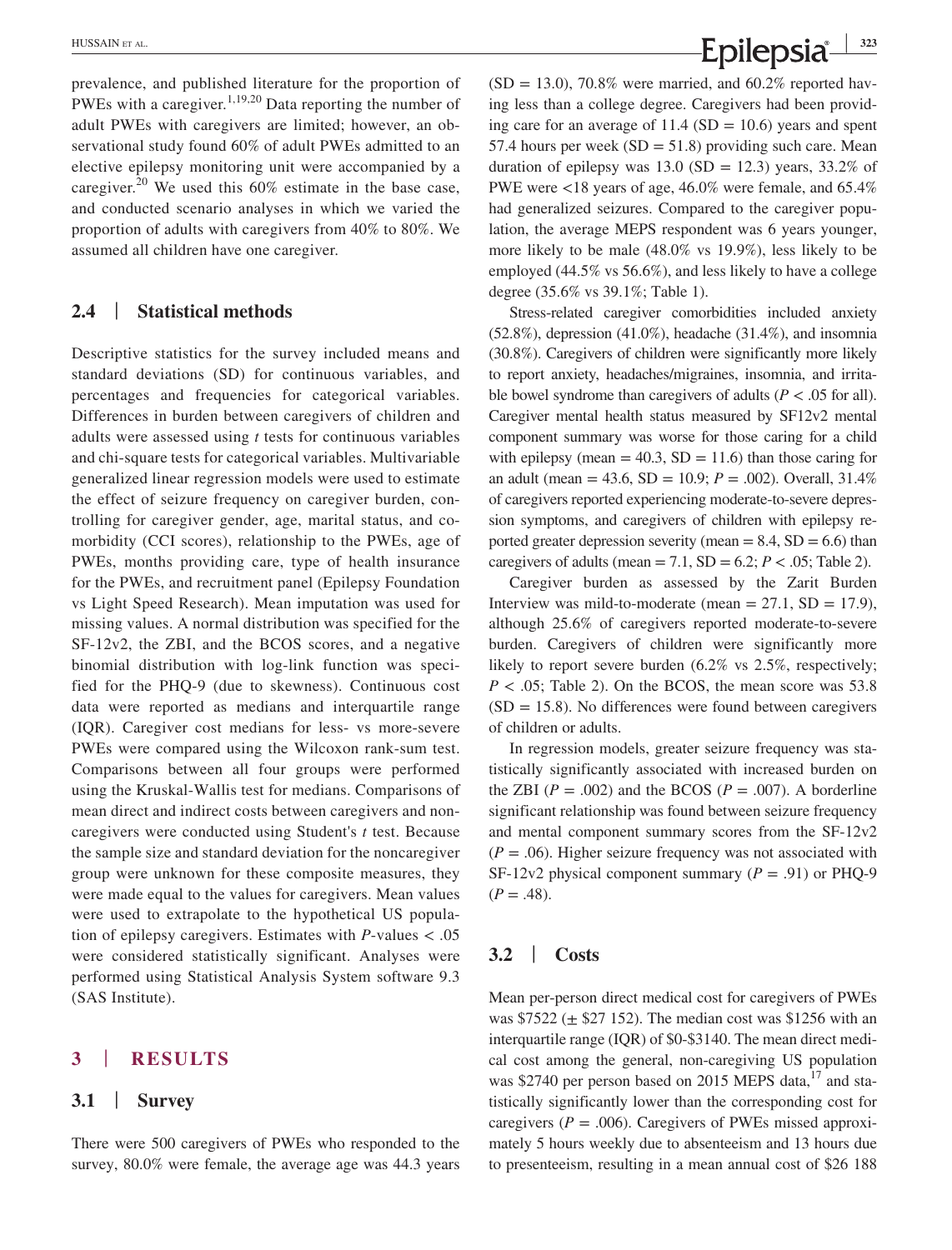prevalence, and published literature for the proportion of PWEs with a caregiver.[1,19,20] Data reporting the number of adult PWEs with caregivers are limited; however, an observational study found 60% of adult PWEs admitted to an elective epilepsy monitoring unit were accompanied by a caregiver.[20] We used this 60% estimate in the base case, and conducted scenario analyses in which we varied the proportion of adults with caregivers from 40% to 80%. We assumed all children have one caregiver.

### 2.4 | Statistical methods

Descriptive statistics for the survey included means and standard deviations (SD) for continuous variables, and percentages and frequencies for categorical variables. Differences in burden between caregivers of children and adults were assessed using *t* tests for continuous variables and chi-square tests for categorical variables. Multivariable generalized linear regression models were used to estimate the effect of seizure frequency on caregiver burden, controlling for caregiver gender, age, marital status, and comorbidity (CCI scores), relationship to the PWEs, age of PWEs, months providing care, type of health insurance for the PWEs, and recruitment panel (Epilepsy Foundation vs Light Speed Research). Mean imputation was used for missing values. A normal distribution was specified for the SF-12v2, the ZBI, and the BCOS scores, and a negative binomial distribution with log-link function was specified for the PHQ-9 (due to skewness). Continuous cost data were reported as medians and interquartile range (IQR). Caregiver cost medians for less- vs more-severe PWEs were compared using the Wilcoxon rank-sum test. Comparisons between all four groups were performed using the Kruskal-Wallis test for medians. Comparisons of mean direct and indirect costs between caregivers and noncaregivers were conducted using Student's *t* test. Because the sample size and standard deviation for the noncaregiver group were unknown for these composite measures, they were made equal to the values for caregivers. Mean values were used to extrapolate to the hypothetical US population of epilepsy caregivers. Estimates with *P*-values < .05 were considered statistically significant. Analyses were performed using Statistical Analysis System software 9.3 (SAS Institute).

## 3 | RESULTS

### 3.1 | Survey

There were 500 caregivers of PWEs who responded to the survey, 80.0% were female, the average age was 44.3 years (SD = 13.0), 70.8% were married, and 60.2% reported having less than a college degree. Caregivers had been providing care for an average of 11.4 (SD = 10.6) years and spent 57.4 hours per week (SD = 51.8) providing such care. Mean duration of epilepsy was 13.0 (SD = 12.3) years, 33.2% of PWE were <18 years of age, 46.0% were female, and 65.4% had generalized seizures. Compared to the caregiver population, the average MEPS respondent was 6 years younger, more likely to be male (48.0% vs 19.9%), less likely to be employed (44.5% vs 56.6%), and less likely to have a college degree (35.6% vs 39.1%; Table 1).

Stress-related caregiver comorbidities included anxiety (52.8%), depression (41.0%), headache (31.4%), and insomnia (30.8%). Caregivers of children were significantly more likely to report anxiety, headaches/migraines, insomnia, and irritable bowel syndrome than caregivers of adults (*P* < .05 for all). Caregiver mental health status measured by SF12v2 mental component summary was worse for those caring for a child with epilepsy (mean = 40.3, SD = 11.6) than those caring for an adult (mean = 43.6, SD = 10.9; *P* = .002). Overall, 31.4% of caregivers reported experiencing moderate-to-severe depression symptoms, and caregivers of children with epilepsy reported greater depression severity (mean = 8.4, SD = 6.6) than caregivers of adults (mean = 7.1, SD = 6.2; *P* < .05; Table 2).

Caregiver burden as assessed by the Zarit Burden Interview was mild-to-moderate (mean = 27.1, SD = 17.9), although 25.6% of caregivers reported moderate-to-severe burden. Caregivers of children were significantly more likely to report severe burden (6.2% vs 2.5%, respectively; *P* < .05; Table 2). On the BCOS, the mean score was 53.8 (SD = 15.8). No differences were found between caregivers of children or adults.

In regression models, greater seizure frequency was statistically significantly associated with increased burden on the ZBI (*P* = .002) and the BCOS (*P* = .007). A borderline significant relationship was found between seizure frequency and mental component summary scores from the SF-12v2 (*P* = .06). Higher seizure frequency was not associated with SF-12v2 physical component summary (*P* = .91) or PHQ-9 (*P* = .48).

### 3.2 | Costs

Mean per-person direct medical cost for caregivers of PWEs was $7522 (± $27 152). The median cost was $1256 with an interquartile range (IQR) of $0-$3140. The mean direct medical cost among the general, non-caregiving US population was $2740 per person based on 2015 MEPS data,[17] and statistically significantly lower than the corresponding cost for caregivers (*P* = .006). Caregivers of PWEs missed approximately 5 hours weekly due to absenteeism and 13 hours due to presenteeism, resulting in a mean annual cost of $26 188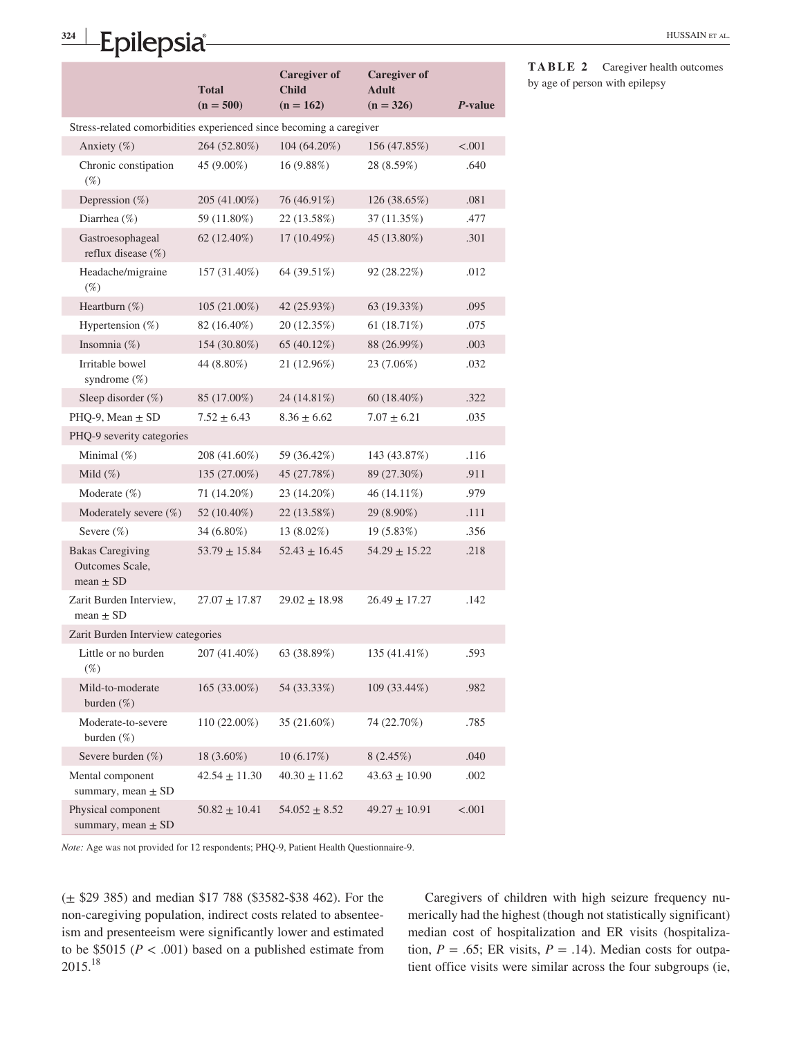**TABLE 2** Caregiver health outcomes by age of person with epilepsy

| | Total (n = 500) | Caregiver of Child (n = 162) | Caregiver of Adult (n = 326) | *P*-value |
|---|---|---|---|---|
| Stress-related comorbidities experienced since becoming a caregiver | | | | |
| Anxiety (%) | 264 (52.80%) | 104 (64.20%) | 156 (47.85%) | <.001 |
| Chronic constipation (%) | 45 (9.00%) | 16 (9.88%) | 28 (8.59%) | .640 |
| Depression (%) | 205 (41.00%) | 76 (46.91%) | 126 (38.65%) | .081 |
| Diarrhea (%) | 59 (11.80%) | 22 (13.58%) | 37 (11.35%) | .477 |
| Gastroesophageal reflux disease (%) | 62 (12.40%) | 17 (10.49%) | 45 (13.80%) | .301 |
| Headache/migraine (%) | 157 (31.40%) | 64 (39.51%) | 92 (28.22%) | .012 |
| Heartburn (%) | 105 (21.00%) | 42 (25.93%) | 63 (19.33%) | .095 |
| Hypertension (%) | 82 (16.40%) | 20 (12.35%) | 61 (18.71%) | .075 |
| Insomnia (%) | 154 (30.80%) | 65 (40.12%) | 88 (26.99%) | .003 |
| Irritable bowel syndrome (%) | 44 (8.80%) | 21 (12.96%) | 23 (7.06%) | .032 |
| Sleep disorder (%) | 85 (17.00%) | 24 (14.81%) | 60 (18.40%) | .322 |
| PHQ-9, Mean ± SD | 7.52 ± 6.43 | 8.36 ± 6.62 | 7.07 ± 6.21 | .035 |
| PHQ-9 severity categories | | | | |
| Minimal (%) | 208 (41.60%) | 59 (36.42%) | 143 (43.87%) | .116 |
| Mild (%) | 135 (27.00%) | 45 (27.78%) | 89 (27.30%) | .911 |
| Moderate (%) | 71 (14.20%) | 23 (14.20%) | 46 (14.11%) | .979 |
| Moderately severe (%) | 52 (10.40%) | 22 (13.58%) | 29 (8.90%) | .111 |
| Severe (%) | 34 (6.80%) | 13 (8.02%) | 19 (5.83%) | .356 |
| Bakas Caregiving Outcomes Scale, mean ± SD | 53.79 ± 15.84 | 52.43 ± 16.45 | 54.29 ± 15.22 | .218 |
| Zarit Burden Interview, mean ± SD | 27.07 ± 17.87 | 29.02 ± 18.98 | 26.49 ± 17.27 | .142 |
| Zarit Burden Interview categories | | | | |
| Little or no burden (%) | 207 (41.40%) | 63 (38.89%) | 135 (41.41%) | .593 |
| Mild-to-moderate burden (%) | 165 (33.00%) | 54 (33.33%) | 109 (33.44%) | .982 |
| Moderate-to-severe burden (%) | 110 (22.00%) | 35 (21.60%) | 74 (22.70%) | .785 |
| Severe burden (%) | 18 (3.60%) | 10 (6.17%) | 8 (2.45%) | .040 |
| Mental component summary, mean ± SD | 42.54 ± 11.30 | 40.30 ± 11.62 | 43.63 ± 10.90 | .002 |
| Physical component summary, mean ± SD | 50.82 ± 10.41 | 54.052 ± 8.52 | 49.27 ± 10.91 | <.001 |

*Note:* Age was not provided for 12 respondents; PHQ-9, Patient Health Questionnaire-9.

(± $29 385) and median $17 788 ($3582-$38 462). For the non-caregiving population, indirect costs related to absenteeism and presenteeism were significantly lower and estimated to be $5015 ($P < .001$) based on a published estimate from 2015.[18]

Caregivers of children with high seizure frequency numerically had the highest (though not statistically significant) median cost of hospitalization and ER visits (hospitalization, $P = .65$; ER visits, $P = .14$). Median costs for outpatient office visits were similar across the four subgroups (ie,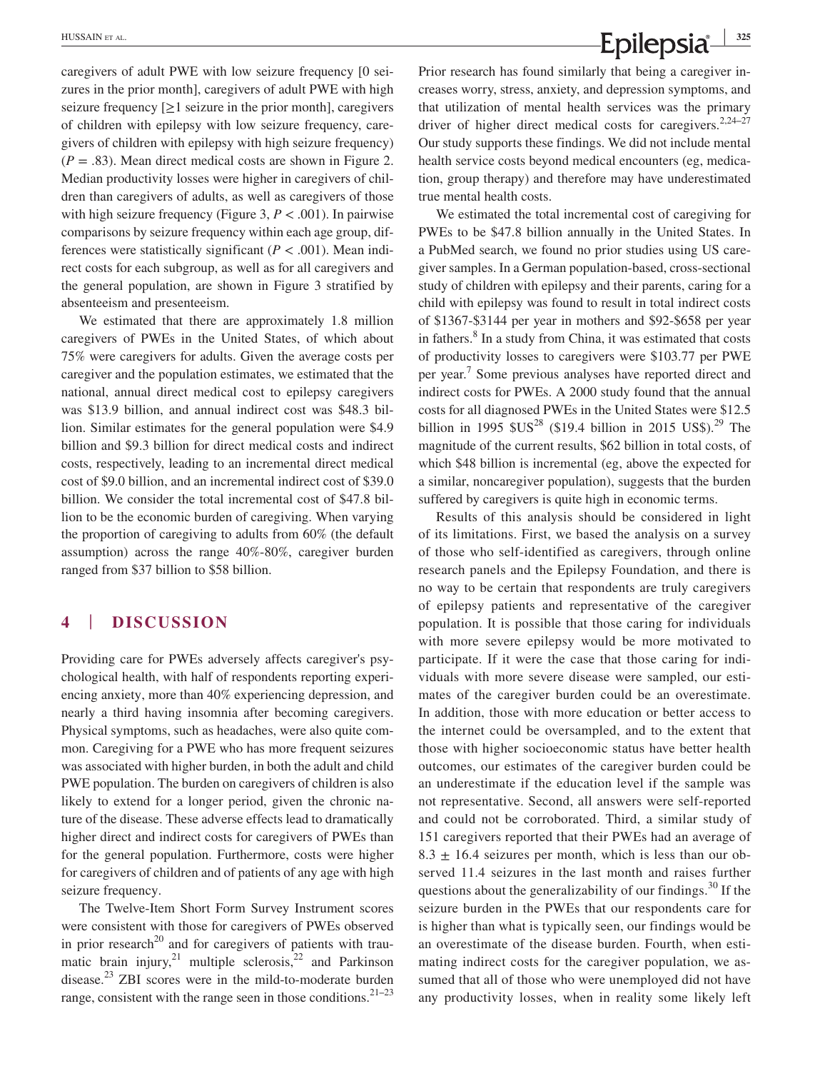caregivers of adult PWE with low seizure frequency [0 seizures in the prior month], caregivers of adult PWE with high seizure frequency [≥1 seizure in the prior month], caregivers of children with epilepsy with low seizure frequency, caregivers of children with epilepsy with high seizure frequency) ($P = .83$). Mean direct medical costs are shown in Figure 2. Median productivity losses were higher in caregivers of children than caregivers of adults, as well as caregivers of those with high seizure frequency (Figure 3, $P < .001$). In pairwise comparisons by seizure frequency within each age group, differences were statistically significant ($P < .001$). Mean indirect costs for each subgroup, as well as for all caregivers and the general population, are shown in Figure 3 stratified by absenteeism and presenteeism.

We estimated that there are approximately 1.8 million caregivers of PWEs in the United States, of which about 75% were caregivers for adults. Given the average costs per caregiver and the population estimates, we estimated that the national, annual direct medical cost to epilepsy caregivers was $13.9 billion, and annual indirect cost was $48.3 billion. Similar estimates for the general population were $4.9 billion and $9.3 billion for direct medical costs and indirect costs, respectively, leading to an incremental direct medical cost of $9.0 billion, and an incremental indirect cost of $39.0 billion. We consider the total incremental cost of $47.8 billion to be the economic burden of caregiving. When varying the proportion of caregiving to adults from 60% (the default assumption) across the range 40%-80%, caregiver burden ranged from $37 billion to $58 billion.

## 4 | DISCUSSION

Providing care for PWEs adversely affects caregiver's psychological health, with half of respondents reporting experiencing anxiety, more than 40% experiencing depression, and nearly a third having insomnia after becoming caregivers. Physical symptoms, such as headaches, were also quite common. Caregiving for a PWE who has more frequent seizures was associated with higher burden, in both the adult and child PWE population. The burden on caregivers of children is also likely to extend for a longer period, given the chronic nature of the disease. These adverse effects lead to dramatically higher direct and indirect costs for caregivers of PWEs than for the general population. Furthermore, costs were higher for caregivers of children and of patients of any age with high seizure frequency.

The Twelve-Item Short Form Survey Instrument scores were consistent with those for caregivers of PWEs observed in prior research[20] and for caregivers of patients with traumatic brain injury,[21] multiple sclerosis,[22] and Parkinson disease.[23] ZBI scores were in the mild-to-moderate burden range, consistent with the range seen in those conditions.[21–23] Prior research has found similarly that being a caregiver increases worry, stress, anxiety, and depression symptoms, and that utilization of mental health services was the primary driver of higher direct medical costs for caregivers.[2,24–27] Our study supports these findings. We did not include mental health service costs beyond medical encounters (eg, medication, group therapy) and therefore may have underestimated true mental health costs.

We estimated the total incremental cost of caregiving for PWEs to be $47.8 billion annually in the United States. In a PubMed search, we found no prior studies using US caregiver samples. In a German population-based, cross-sectional study of children with epilepsy and their parents, caring for a child with epilepsy was found to result in total indirect costs of $1367-$3144 per year in mothers and $92-$658 per year in fathers.[8] In a study from China, it was estimated that costs of productivity losses to caregivers were $103.77 per PWE per year.[7] Some previous analyses have reported direct and indirect costs for PWEs. A 2000 study found that the annual costs for all diagnosed PWEs in the United States were $12.5 billion in 1995 $US[28] ($19.4 billion in 2015 US$).[29] The magnitude of the current results, $62 billion in total costs, of which $48 billion is incremental (eg, above the expected for a similar, noncaregiver population), suggests that the burden suffered by caregivers is quite high in economic terms.

Results of this analysis should be considered in light of its limitations. First, we based the analysis on a survey of those who self-identified as caregivers, through online research panels and the Epilepsy Foundation, and there is no way to be certain that respondents are truly caregivers of epilepsy patients and representative of the caregiver population. It is possible that those caring for individuals with more severe epilepsy would be more motivated to participate. If it were the case that those caring for individuals with more severe disease were sampled, our estimates of the caregiver burden could be an overestimate. In addition, those with more education or better access to the internet could be oversampled, and to the extent that those with higher socioeconomic status have better health outcomes, our estimates of the caregiver burden could be an underestimate if the education level if the sample was not representative. Second, all answers were self-reported and could not be corroborated. Third, a similar study of 151 caregivers reported that their PWEs had an average of $8.3 \pm 16.4$ seizures per month, which is less than our observed 11.4 seizures in the last month and raises further questions about the generalizability of our findings.[30] If the seizure burden in the PWEs that our respondents care for is higher than what is typically seen, our findings would be an overestimate of the disease burden. Fourth, when estimating indirect costs for the caregiver population, we assumed that all of those who were unemployed did not have any productivity losses, when in reality some likely left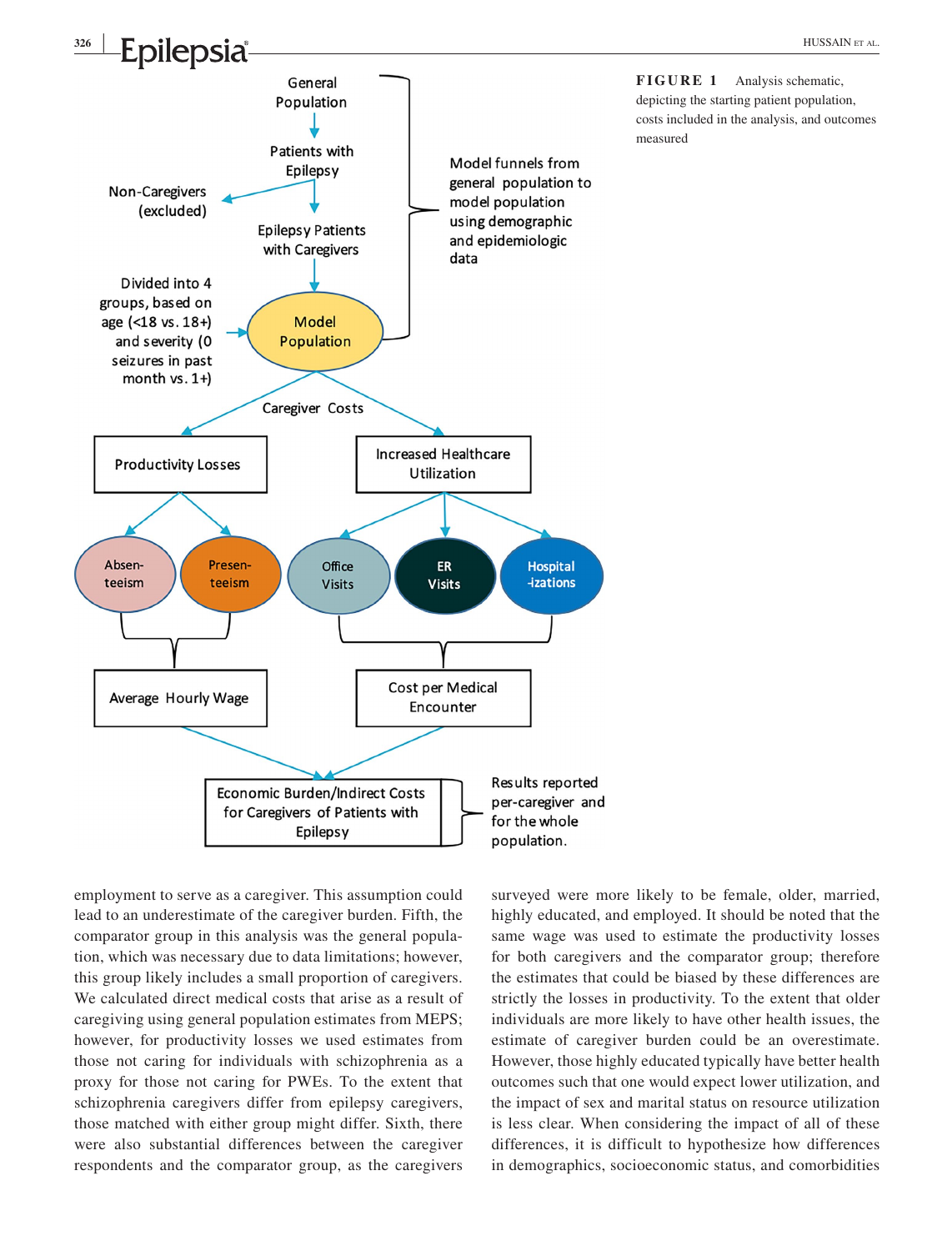**FIGURE 1** Analysis schematic, depicting the starting patient population, costs included in the analysis, and outcomes measured

employment to serve as a caregiver. This assumption could lead to an underestimate of the caregiver burden. Fifth, the comparator group in this analysis was the general population, which was necessary due to data limitations; however, this group likely includes a small proportion of caregivers. We calculated direct medical costs that arise as a result of caregiving using general population estimates from MEPS; however, for productivity losses we used estimates from those not caring for individuals with schizophrenia as a proxy for those not caring for PWEs. To the extent that schizophrenia caregivers differ from epilepsy caregivers, those matched with either group might differ. Sixth, there were also substantial differences between the caregiver respondents and the comparator group, as the caregivers surveyed were more likely to be female, older, married, highly educated, and employed. It should be noted that the same wage was used to estimate the productivity losses for both caregivers and the comparator group; therefore the estimates that could be biased by these differences are strictly the losses in productivity. To the extent that older individuals are more likely to have other health issues, the estimate of caregiver burden could be an overestimate. However, those highly educated typically have better health outcomes such that one would expect lower utilization, and the impact of sex and marital status on resource utilization is less clear. When considering the impact of all of these differences, it is difficult to hypothesize how differences in demographics, socioeconomic status, and comorbidities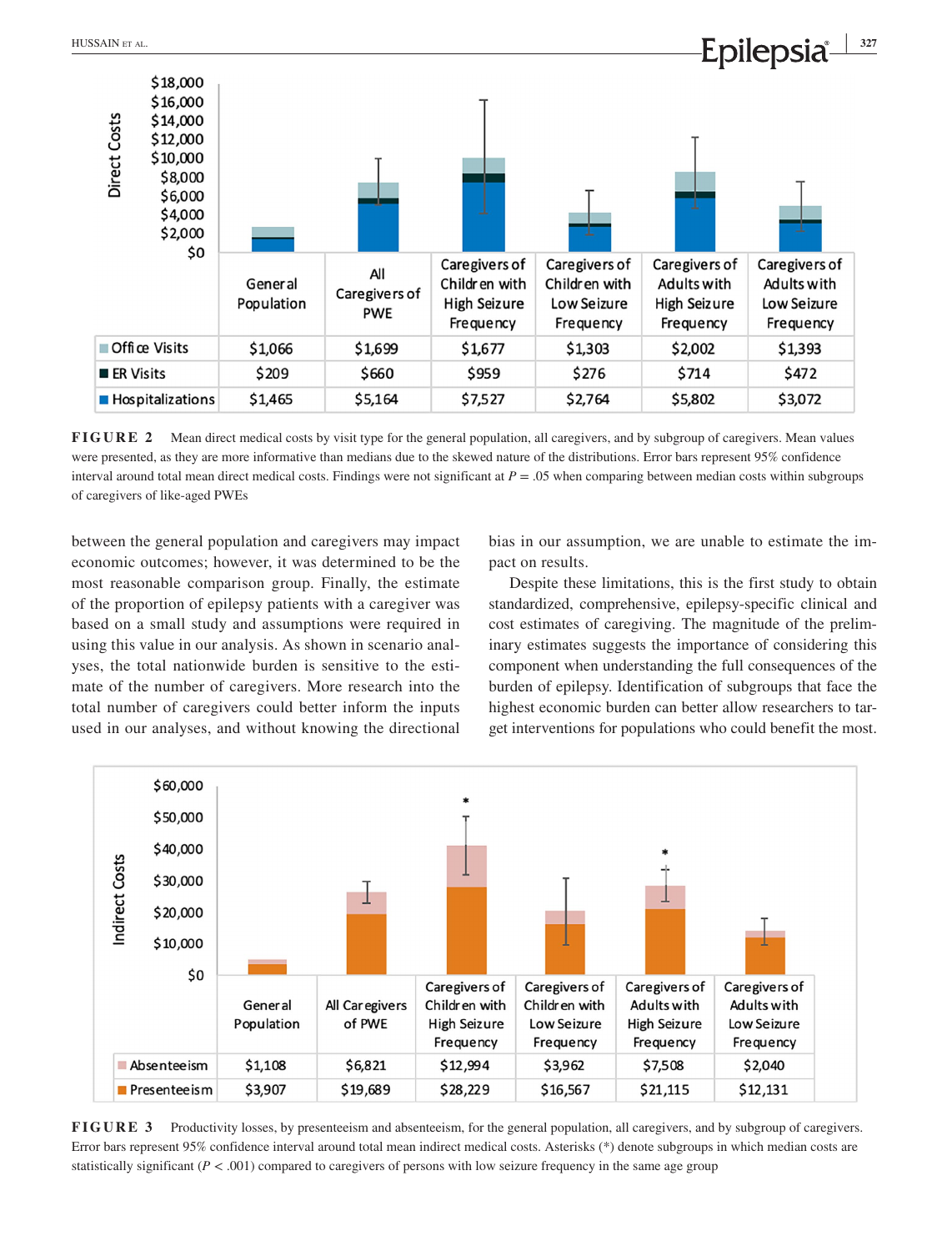| | General Population | All Caregivers of PWE | Caregivers of Children with High Seizure Frequency | Caregivers of Children with Low Seizure Frequency | Caregivers of Adults with High Seizure Frequency | Caregivers of Adults with Low Seizure Frequency |
|---|---|---|---|---|---|---|
| Office Visits | $1,066 | $1,699 | $1,677 | $1,303 | $2,002 | $1,393 |
| ER Visits | $209 | $660 | $959 | $276 | $714 | $472 |
| Hospitalizations | $1,465 | $5,164 | $7,527 | $2,764 | $5,802 | $3,072 |

**FIGURE 2** Mean direct medical costs by visit type for the general population, all caregivers, and by subgroup of caregivers. Mean values were presented, as they are more informative than medians due to the skewed nature of the distributions. Error bars represent 95% confidence interval around total mean direct medical costs. Findings were not significant at $P = .05$ when comparing between median costs within subgroups of caregivers of like-aged PWEs

between the general population and caregivers may impact economic outcomes; however, it was determined to be the most reasonable comparison group. Finally, the estimate of the proportion of epilepsy patients with a caregiver was based on a small study and assumptions were required in using this value in our analysis. As shown in scenario analyses, the total nationwide burden is sensitive to the estimate of the number of caregivers. More research into the total number of caregivers could better inform the inputs used in our analyses, and without knowing the directional bias in our assumption, we are unable to estimate the impact on results.

Despite these limitations, this is the first study to obtain standardized, comprehensive, epilepsy-specific clinical and cost estimates of caregiving. The magnitude of the preliminary estimates suggests the importance of considering this component when understanding the full consequences of the burden of epilepsy. Identification of subgroups that face the highest economic burden can better allow researchers to target interventions for populations who could benefit the most.

| | General Population | All Caregivers of PWE | Caregivers of Children with High Seizure Frequency | Caregivers of Children with Low Seizure Frequency | Caregivers of Adults with High Seizure Frequency | Caregivers of Adults with Low Seizure Frequency |
|---|---|---|---|---|---|---|
| Absenteeism | $1,108 | $6,821 | $12,994 | $3,962 | $7,508 | $2,040 |
| Presenteeism | $3,907 | $19,689 | $28,229 | $16,567 | $21,115 | $12,131 |

**FIGURE 3** Productivity losses, by presenteeism and absenteeism, for the general population, all caregivers, and by subgroup of caregivers. Error bars represent 95% confidence interval around total mean indirect medical costs. Asterisks (*) denote subgroups in which median costs are statistically significant ($P < .001$) compared to caregivers of persons with low seizure frequency in the same age group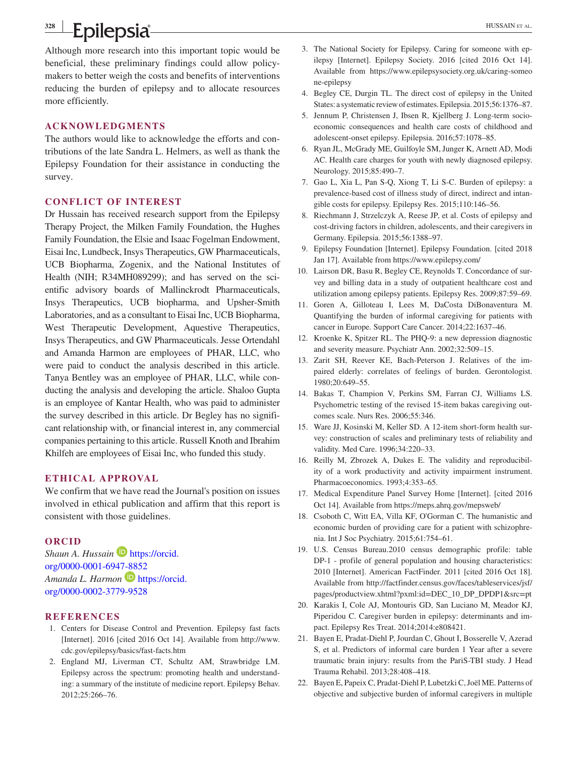Although more research into this important topic would be beneficial, these preliminary findings could allow policymakers to better weigh the costs and benefits of interventions reducing the burden of epilepsy and to allocate resources more efficiently.

## ACKNOWLEDGMENTS

The authors would like to acknowledge the efforts and contributions of the late Sandra L. Helmers, as well as thank the Epilepsy Foundation for their assistance in conducting the survey.

## CONFLICT OF INTEREST

Dr Hussain has received research support from the Epilepsy Therapy Project, the Milken Family Foundation, the Hughes Family Foundation, the Elsie and Isaac Fogelman Endowment, Eisai Inc, Lundbeck, Insys Therapeutics, GW Pharmaceuticals, UCB Biopharma, Zogenix, and the National Institutes of Health (NIH; R34MH089299); and has served on the scientific advisory boards of Mallinckrodt Pharmaceuticals, Insys Therapeutics, UCB biopharma, and Upsher-Smith Laboratories, and as a consultant to Eisai Inc, UCB Biopharma, West Therapeutic Development, Aquestive Therapeutics, Insys Therapeutics, and GW Pharmaceuticals. Jesse Ortendahl and Amanda Harmon are employees of PHAR, LLC, who were paid to conduct the analysis described in this article. Tanya Bentley was an employee of PHAR, LLC, while conducting the analysis and developing the article. Shaloo Gupta is an employee of Kantar Health, who was paid to administer the survey described in this article. Dr Begley has no significant relationship with, or financial interest in, any commercial companies pertaining to this article. Russell Knoth and Ibrahim Khilfeh are employees of Eisai Inc, who funded this study.

## ETHICAL APPROVAL

We confirm that we have read the Journal's position on issues involved in ethical publication and affirm that this report is consistent with those guidelines.

## ORCID

*Shaun A. Hussain* https://orcid.org/0000-0001-6947-8852
*Amanda L. Harmon* https://orcid.org/0000-0002-3779-9528

## REFERENCES

1. Centers for Disease Control and Prevention. Epilepsy fast facts [Internet]. 2016 [cited 2016 Oct 14]. Available from http://www.cdc.gov/epilepsy/basics/fast-facts.htm
2. England MJ, Liverman CT, Schultz AM, Strawbridge LM. Epilepsy across the spectrum: promoting health and understanding: a summary of the institute of medicine report. Epilepsy Behav. 2012;25:266–76.
3. The National Society for Epilepsy. Caring for someone with epilepsy [Internet]. Epilepsy Society. 2016 [cited 2016 Oct 14]. Available from https://www.epilepsysociety.org.uk/caring-someone-epilepsy
4. Begley CE, Durgin TL. The direct cost of epilepsy in the United States: a systematic review of estimates. Epilepsia. 2015;56:1376–87.
5. Jennum P, Christensen J, Ibsen R, Kjellberg J. Long-term socioeconomic consequences and health care costs of childhood and adolescent-onset epilepsy. Epilepsia. 2016;57:1078–85.
6. Ryan JL, McGrady ME, Guilfoyle SM, Junger K, Arnett AD, Modi AC. Health care charges for youth with newly diagnosed epilepsy. Neurology. 2015;85:490–7.
7. Gao L, Xia L, Pan S-Q, Xiong T, Li S-C. Burden of epilepsy: a prevalence-based cost of illness study of direct, indirect and intangible costs for epilepsy. Epilepsy Res. 2015;110:146–56.
8. Riechmann J, Strzelczyk A, Reese JP, et al. Costs of epilepsy and cost-driving factors in children, adolescents, and their caregivers in Germany. Epilepsia. 2015;56:1388–97.
9. Epilepsy Foundation [Internet]. Epilepsy Foundation. [cited 2018 Jan 17]. Available from https://www.epilepsy.com/
10. Lairson DR, Basu R, Begley CE, Reynolds T. Concordance of survey and billing data in a study of outpatient healthcare cost and utilization among epilepsy patients. Epilepsy Res. 2009;87:59–69.
11. Goren A, Gilloteau I, Lees M, DaCosta DiBonaventura M. Quantifying the burden of informal caregiving for patients with cancer in Europe. Support Care Cancer. 2014;22:1637–46.
12. Kroenke K, Spitzer RL. The PHQ-9: a new depression diagnostic and severity measure. Psychiatr Ann. 2002;32:509–15.
13. Zarit SH, Reever KE, Bach-Peterson J. Relatives of the impaired elderly: correlates of feelings of burden. Gerontologist. 1980;20:649–55.
14. Bakas T, Champion V, Perkins SM, Farran CJ, Williams LS. Psychometric testing of the revised 15-item bakas caregiving outcomes scale. Nurs Res. 2006;55:346.
15. Ware JJ, Kosinski M, Keller SD. A 12-item short-form health survey: construction of scales and preliminary tests of reliability and validity. Med Care. 1996;34:220–33.
16. Reilly M, Zbrozek A, Dukes E. The validity and reproducibility of a work productivity and activity impairment instrument. Pharmacoeconomics. 1993;4:353–65.
17. Medical Expenditure Panel Survey Home [Internet]. [cited 2016 Oct 14]. Available from https://meps.ahrq.gov/mepsweb/
18. Csoboth C, Witt EA, Villa KF, O'Gorman C. The humanistic and economic burden of providing care for a patient with schizophrenia. Int J Soc Psychiatry. 2015;61:754–61.
19. U.S. Census Bureau.2010 census demographic profile: table DP-1 - profile of general population and housing characteristics: 2010 [Internet]. American FactFinder. 2011 [cited 2016 Oct 18]. Available from http://factfinder.census.gov/faces/tableservices/jsf/pages/productview.xhtml?pxml:id=DEC_10_DP_DPDP1&src=pt
20. Karakis I, Cole AJ, Montouris GD, San Luciano M, Meador KJ, Piperidou C. Caregiver burden in epilepsy: determinants and impact. Epilepsy Res Treat. 2014;2014:e808421.
21. Bayen E, Pradat-Diehl P, Jourdan C, Ghout I, Bosserelle V, Azerad S, et al. Predictors of informal care burden 1 Year after a severe traumatic brain injury: results from the PariS-TBI study. J Head Trauma Rehabil. 2013;28:408–418.
22. Bayen E, Papeix C, Pradat-Diehl P, Lubetzki C, Joël ME. Patterns of objective and subjective burden of informal caregivers in multiple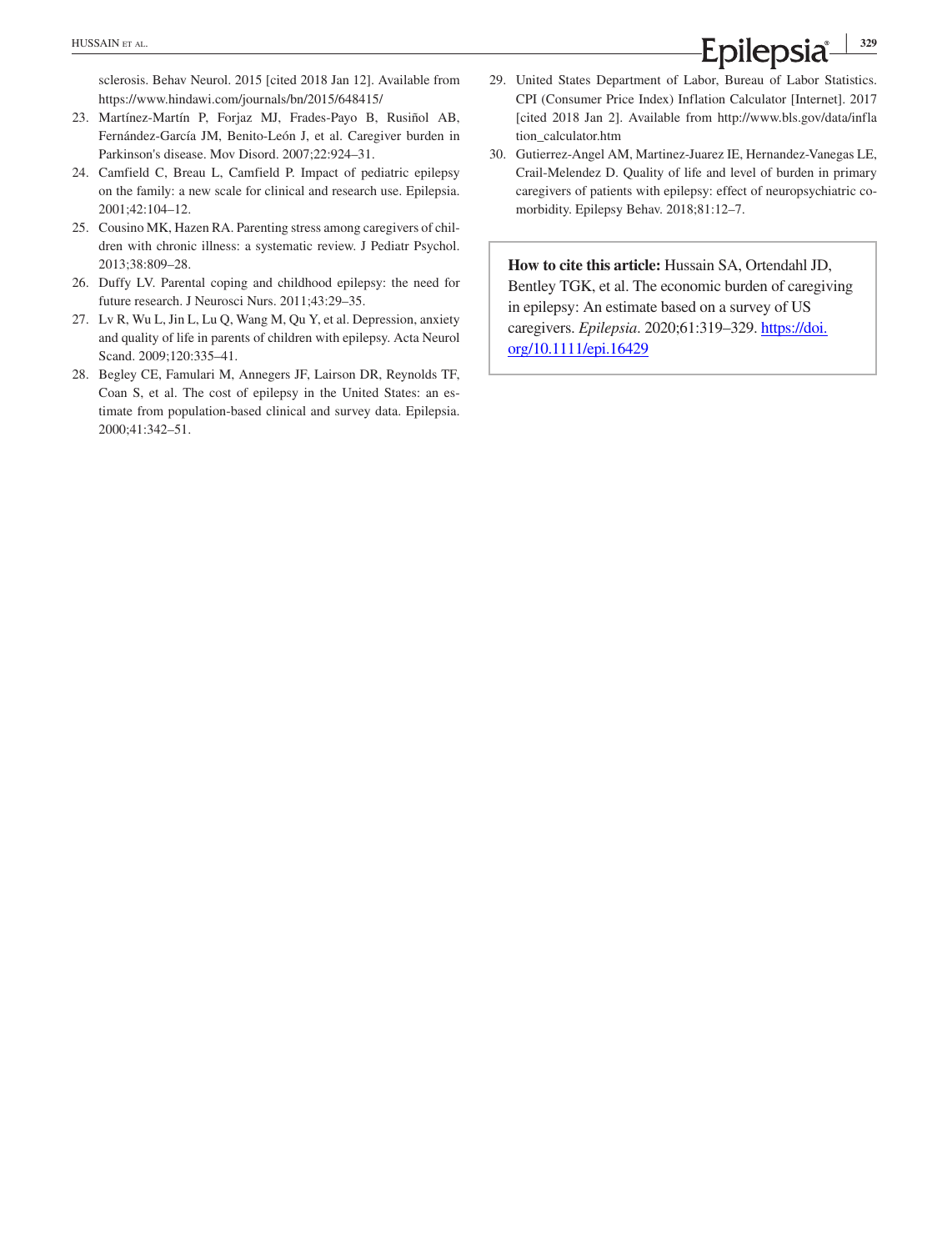sclerosis. Behav Neurol. 2015 [cited 2018 Jan 12]. Available from https://www.hindawi.com/journals/bn/2015/648415/

23. Martínez-Martín P, Forjaz MJ, Frades-Payo B, Rusiñol AB, Fernández-García JM, Benito-León J, et al. Caregiver burden in Parkinson's disease. Mov Disord. 2007;22:924–31.
24. Camfield C, Breau L, Camfield P. Impact of pediatric epilepsy on the family: a new scale for clinical and research use. Epilepsia. 2001;42:104–12.
25. Cousino MK, Hazen RA. Parenting stress among caregivers of children with chronic illness: a systematic review. J Pediatr Psychol. 2013;38:809–28.
26. Duffy LV. Parental coping and childhood epilepsy: the need for future research. J Neurosci Nurs. 2011;43:29–35.
27. Lv R, Wu L, Jin L, Lu Q, Wang M, Qu Y, et al. Depression, anxiety and quality of life in parents of children with epilepsy. Acta Neurol Scand. 2009;120:335–41.
28. Begley CE, Famulari M, Annegers JF, Lairson DR, Reynolds TF, Coan S, et al. The cost of epilepsy in the United States: an estimate from population-based clinical and survey data. Epilepsia. 2000;41:342–51.
29. United States Department of Labor, Bureau of Labor Statistics. CPI (Consumer Price Index) Inflation Calculator [Internet]. 2017 [cited 2018 Jan 2]. Available from http://www.bls.gov/data/inflation_calculator.htm
30. Gutierrez-Angel AM, Martinez-Juarez IE, Hernandez-Vanegas LE, Crail-Melendez D. Quality of life and level of burden in primary caregivers of patients with epilepsy: effect of neuropsychiatric comorbidity. Epilepsy Behav. 2018;81:12–7.

**How to cite this article:** Hussain SA, Ortendahl JD, Bentley TGK, et al. The economic burden of caregiving in epilepsy: An estimate based on a survey of US caregivers. *Epilepsia*. 2020;61:319–329. https://doi.org/10.1111/epi.16429